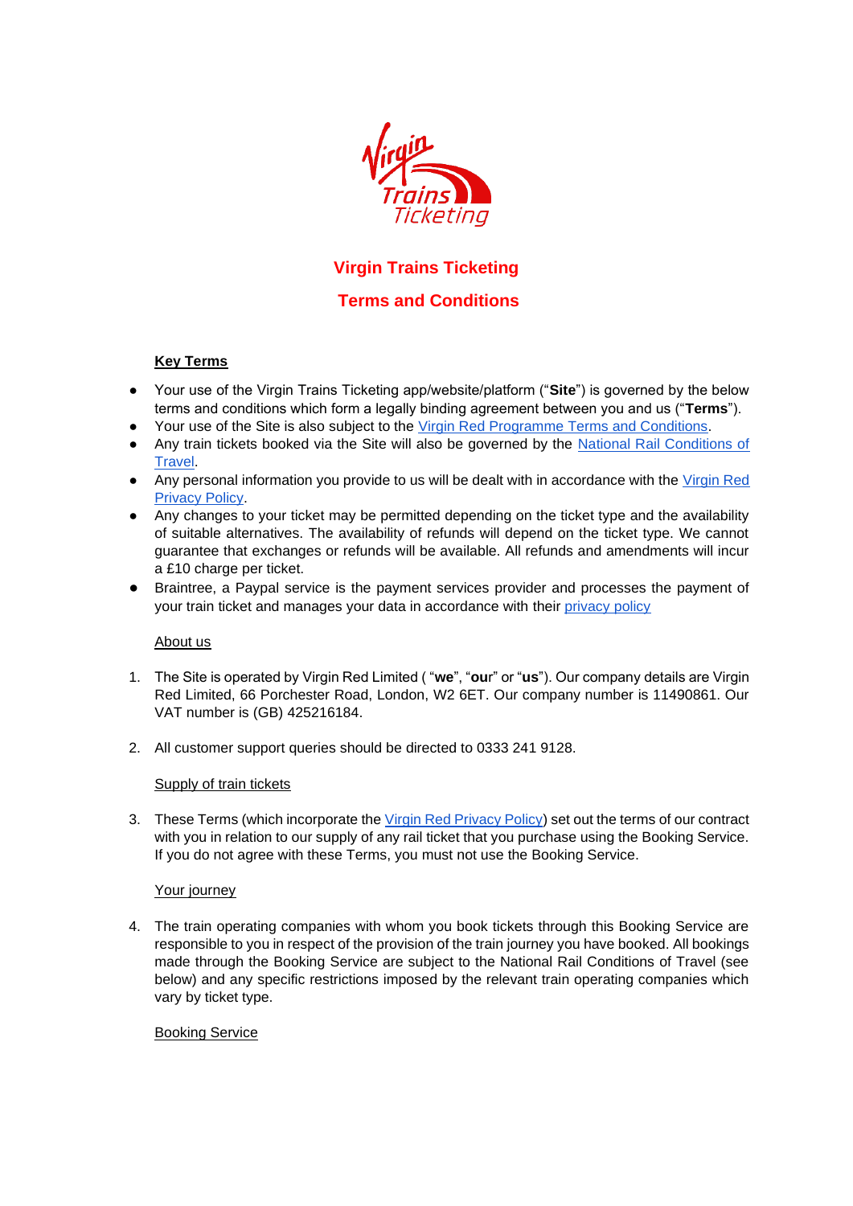# Virgin Trains Ticketing

# Terms and Conditions

**Key Terms**

- Your use of the Virgin Trains Ticketing app/website/platform ("**Site**") is governed by the below terms and conditions which form a legally binding agreement between you and us ("**Terms**").
- Your use of the Site is also subject to the Virgin Red Programme Terms and Conditions.
- Any train tickets booked via the Site will also be governed by the National Rail Conditions of Travel.
- Any personal information you provide to us will be dealt with in accordance with the Virgin Red Privacy Policy.
- Any changes to your ticket may be permitted depending on the ticket type and the availability of suitable alternatives. The availability of refunds will depend on the ticket type. We cannot guarantee that exchanges or refunds will be available. All refunds and amendments will incur a £10 charge per ticket.
- Braintree, a Paypal service is the payment services provider and processes the payment of your train ticket and manages your data in accordance with their privacy policy

About us

1. The Site is operated by Virgin Red Limited ( "**we**", "**our**" or "**us**"). Our company details are Virgin Red Limited, 66 Porchester Road, London, W2 6ET. Our company number is 11490861. Our VAT number is (GB) 425216184.

2. All customer support queries should be directed to 0333 241 9128.

Supply of train tickets

3. These Terms (which incorporate the Virgin Red Privacy Policy) set out the terms of our contract with you in relation to our supply of any rail ticket that you purchase using the Booking Service. If you do not agree with these Terms, you must not use the Booking Service.

Your journey

4. The train operating companies with whom you book tickets through this Booking Service are responsible to you in respect of the provision of the train journey you have booked. All bookings made through the Booking Service are subject to the National Rail Conditions of Travel (see below) and any specific restrictions imposed by the relevant train operating companies which vary by ticket type.

Booking Service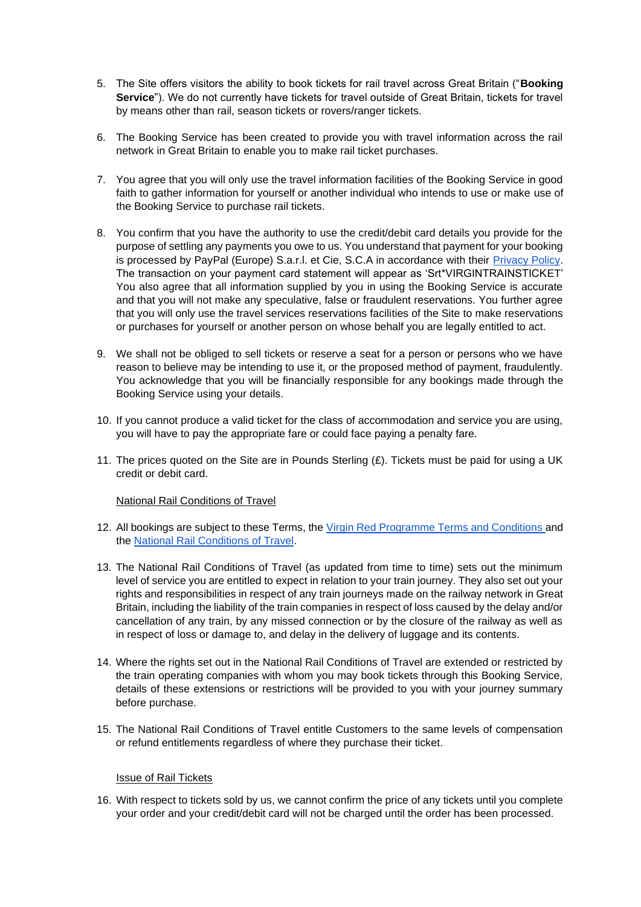5. The Site offers visitors the ability to book tickets for rail travel across Great Britain ("**Booking Service**"). We do not currently have tickets for travel outside of Great Britain, tickets for travel by means other than rail, season tickets or rovers/ranger tickets.

6. The Booking Service has been created to provide you with travel information across the rail network in Great Britain to enable you to make rail ticket purchases.

7. You agree that you will only use the travel information facilities of the Booking Service in good faith to gather information for yourself or another individual who intends to use or make use of the Booking Service to purchase rail tickets.

8. You confirm that you have the authority to use the credit/debit card details you provide for the purpose of settling any payments you owe to us. You understand that payment for your booking is processed by PayPal (Europe) S.a.r.l. et Cie, S.C.A in accordance with their [Privacy Policy](). The transaction on your payment card statement will appear as 'Srt*VIRGINTRAINSTICKET' You also agree that all information supplied by you in using the Booking Service is accurate and that you will not make any speculative, false or fraudulent reservations. You further agree that you will only use the travel services reservations facilities of the Site to make reservations or purchases for yourself or another person on whose behalf you are legally entitled to act.

9. We shall not be obliged to sell tickets or reserve a seat for a person or persons who we have reason to believe may be intending to use it, or the proposed method of payment, fraudulently. You acknowledge that you will be financially responsible for any bookings made through the Booking Service using your details.

10. If you cannot produce a valid ticket for the class of accommodation and service you are using, you will have to pay the appropriate fare or could face paying a penalty fare.

11. The prices quoted on the Site are in Pounds Sterling (£). Tickets must be paid for using a UK credit or debit card.

National Rail Conditions of Travel

12. All bookings are subject to these Terms, the [Virgin Red Programme Terms and Conditions]() and the [National Rail Conditions of Travel]().

13. The National Rail Conditions of Travel (as updated from time to time) sets out the minimum level of service you are entitled to expect in relation to your train journey. They also set out your rights and responsibilities in respect of any train journeys made on the railway network in Great Britain, including the liability of the train companies in respect of loss caused by the delay and/or cancellation of any train, by any missed connection or by the closure of the railway as well as in respect of loss or damage to, and delay in the delivery of luggage and its contents.

14. Where the rights set out in the National Rail Conditions of Travel are extended or restricted by the train operating companies with whom you may book tickets through this Booking Service, details of these extensions or restrictions will be provided to you with your journey summary before purchase.

15. The National Rail Conditions of Travel entitle Customers to the same levels of compensation or refund entitlements regardless of where they purchase their ticket.

Issue of Rail Tickets

16. With respect to tickets sold by us, we cannot confirm the price of any tickets until you complete your order and your credit/debit card will not be charged until the order has been processed.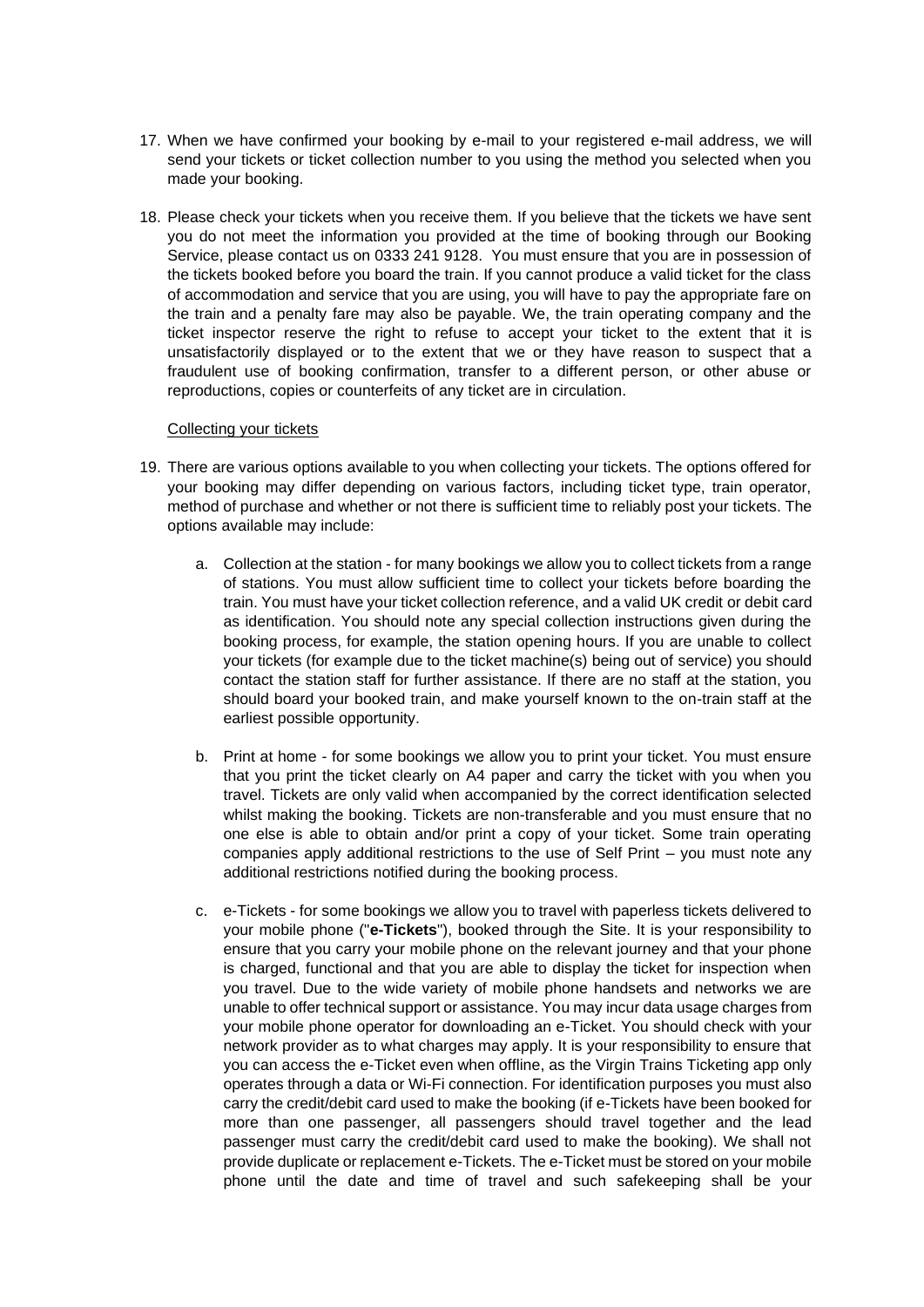17. When we have confirmed your booking by e-mail to your registered e-mail address, we will send your tickets or ticket collection number to you using the method you selected when you made your booking.

18. Please check your tickets when you receive them. If you believe that the tickets we have sent you do not meet the information you provided at the time of booking through our Booking Service, please contact us on 0333 241 9128. You must ensure that you are in possession of the tickets booked before you board the train. If you cannot produce a valid ticket for the class of accommodation and service that you are using, you will have to pay the appropriate fare on the train and a penalty fare may also be payable. We, the train operating company and the ticket inspector reserve the right to refuse to accept your ticket to the extent that it is unsatisfactorily displayed or to the extent that we or they have reason to suspect that a fraudulent use of booking confirmation, transfer to a different person, or other abuse or reproductions, copies or counterfeits of any ticket are in circulation.

<u>Collecting your tickets</u>

19. There are various options available to you when collecting your tickets. The options offered for your booking may differ depending on various factors, including ticket type, train operator, method of purchase and whether or not there is sufficient time to reliably post your tickets. The options available may include:

    a. Collection at the station - for many bookings we allow you to collect tickets from a range of stations. You must allow sufficient time to collect your tickets before boarding the train. You must have your ticket collection reference, and a valid UK credit or debit card as identification. You should note any special collection instructions given during the booking process, for example, the station opening hours. If you are unable to collect your tickets (for example due to the ticket machine(s) being out of service) you should contact the station staff for further assistance. If there are no staff at the station, you should board your booked train, and make yourself known to the on-train staff at the earliest possible opportunity.

    b. Print at home - for some bookings we allow you to print your ticket. You must ensure that you print the ticket clearly on A4 paper and carry the ticket with you when you travel. Tickets are only valid when accompanied by the correct identification selected whilst making the booking. Tickets are non-transferable and you must ensure that no one else is able to obtain and/or print a copy of your ticket. Some train operating companies apply additional restrictions to the use of Self Print – you must note any additional restrictions notified during the booking process.

    c. e-Tickets - for some bookings we allow you to travel with paperless tickets delivered to your mobile phone ("**e-Tickets**"), booked through the Site. It is your responsibility to ensure that you carry your mobile phone on the relevant journey and that your phone is charged, functional and that you are able to display the ticket for inspection when you travel. Due to the wide variety of mobile phone handsets and networks we are unable to offer technical support or assistance. You may incur data usage charges from your mobile phone operator for downloading an e-Ticket. You should check with your network provider as to what charges may apply. It is your responsibility to ensure that you can access the e-Ticket even when offline, as the Virgin Trains Ticketing app only operates through a data or Wi-Fi connection. For identification purposes you must also carry the credit/debit card used to make the booking (if e-Tickets have been booked for more than one passenger, all passengers should travel together and the lead passenger must carry the credit/debit card used to make the booking). We shall not provide duplicate or replacement e-Tickets. The e-Ticket must be stored on your mobile phone until the date and time of travel and such safekeeping shall be your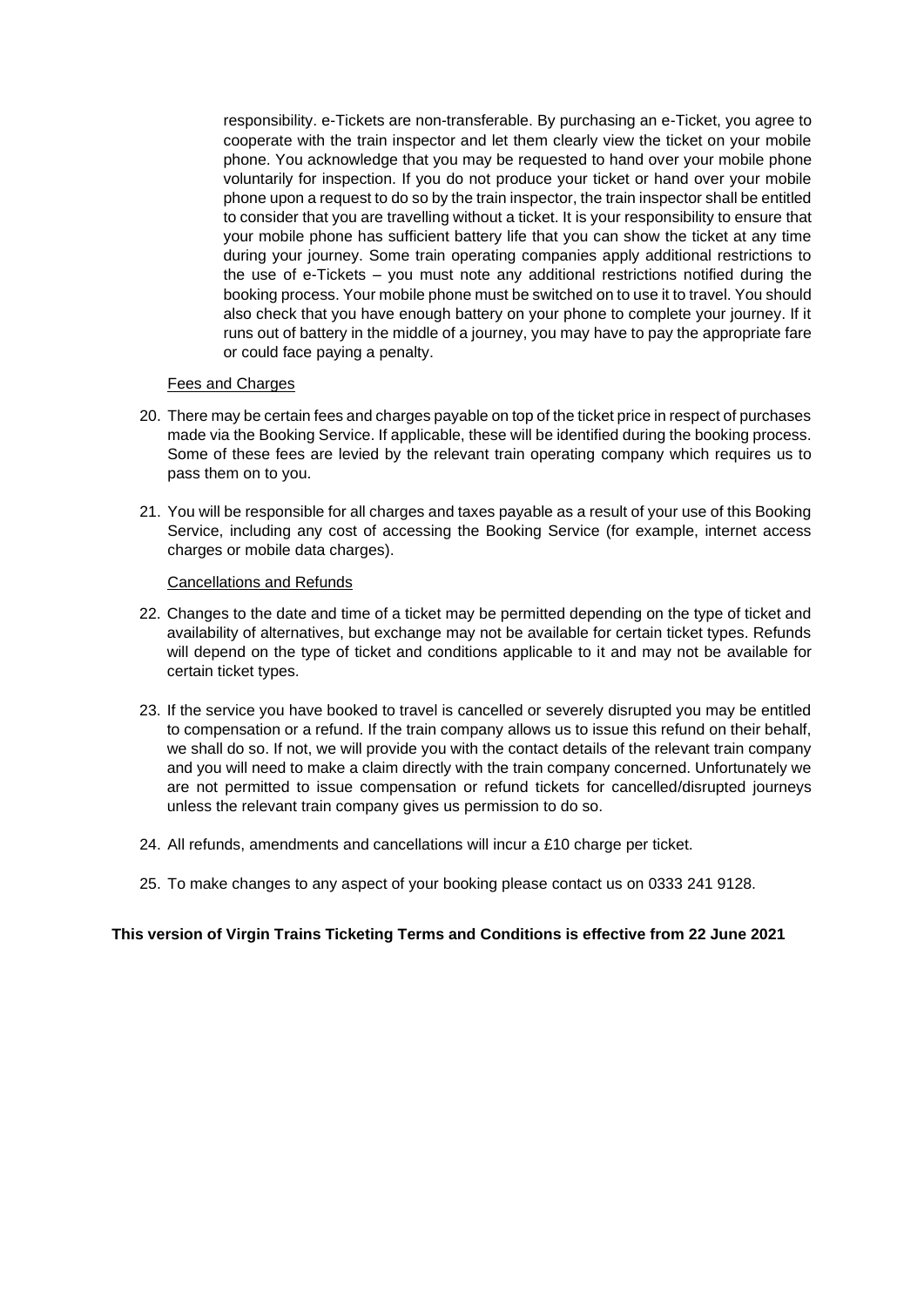responsibility. e-Tickets are non-transferable. By purchasing an e-Ticket, you agree to cooperate with the train inspector and let them clearly view the ticket on your mobile phone. You acknowledge that you may be requested to hand over your mobile phone voluntarily for inspection. If you do not produce your ticket or hand over your mobile phone upon a request to do so by the train inspector, the train inspector shall be entitled to consider that you are travelling without a ticket. It is your responsibility to ensure that your mobile phone has sufficient battery life that you can show the ticket at any time during your journey. Some train operating companies apply additional restrictions to the use of e-Tickets – you must note any additional restrictions notified during the booking process. Your mobile phone must be switched on to use it to travel. You should also check that you have enough battery on your phone to complete your journey. If it runs out of battery in the middle of a journey, you may have to pay the appropriate fare or could face paying a penalty.

Fees and Charges

20. There may be certain fees and charges payable on top of the ticket price in respect of purchases made via the Booking Service. If applicable, these will be identified during the booking process. Some of these fees are levied by the relevant train operating company which requires us to pass them on to you.

21. You will be responsible for all charges and taxes payable as a result of your use of this Booking Service, including any cost of accessing the Booking Service (for example, internet access charges or mobile data charges).

Cancellations and Refunds

22. Changes to the date and time of a ticket may be permitted depending on the type of ticket and availability of alternatives, but exchange may not be available for certain ticket types. Refunds will depend on the type of ticket and conditions applicable to it and may not be available for certain ticket types.

23. If the service you have booked to travel is cancelled or severely disrupted you may be entitled to compensation or a refund. If the train company allows us to issue this refund on their behalf, we shall do so. If not, we will provide you with the contact details of the relevant train company and you will need to make a claim directly with the train company concerned. Unfortunately we are not permitted to issue compensation or refund tickets for cancelled/disrupted journeys unless the relevant train company gives us permission to do so.

24. All refunds, amendments and cancellations will incur a £10 charge per ticket.

25. To make changes to any aspect of your booking please contact us on 0333 241 9128.

**This version of Virgin Trains Ticketing Terms and Conditions is effective from 22 June 2021**